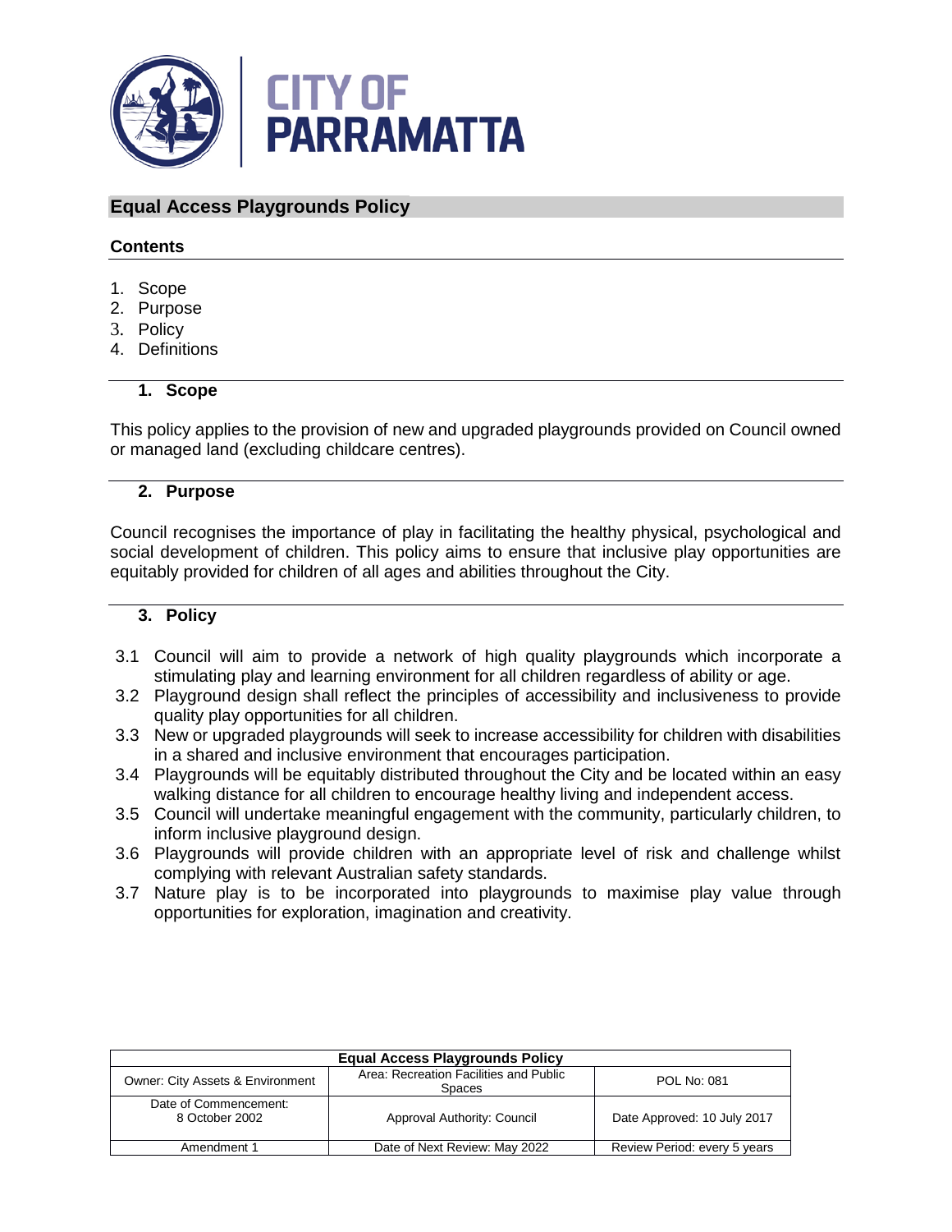# Equal Access Playgrounds Policy

## Contents

1. Scope
2. Purpose
3. Policy
4. Definitions

### 1. Scope

This policy applies to the provision of new and upgraded playgrounds provided on Council owned or managed land (excluding childcare centres).

### 2. Purpose

Council recognises the importance of play in facilitating the healthy physical, psychological and social development of children. This policy aims to ensure that inclusive play opportunities are equitably provided for children of all ages and abilities throughout the City.

### 3. Policy

3.1 Council will aim to provide a network of high quality playgrounds which incorporate a stimulating play and learning environment for all children regardless of ability or age.

3.2 Playground design shall reflect the principles of accessibility and inclusiveness to provide quality play opportunities for all children.

3.3 New or upgraded playgrounds will seek to increase accessibility for children with disabilities in a shared and inclusive environment that encourages participation.

3.4 Playgrounds will be equitably distributed throughout the City and be located within an easy walking distance for all children to encourage healthy living and independent access.

3.5 Council will undertake meaningful engagement with the community, particularly children, to inform inclusive playground design.

3.6 Playgrounds will provide children with an appropriate level of risk and challenge whilst complying with relevant Australian safety standards.

3.7 Nature play is to be incorporated into playgrounds to maximise play value through opportunities for exploration, imagination and creativity.

| Equal Access Playgrounds Policy | | |
|---|---|---|
| Owner: City Assets & Environment | Area: Recreation Facilities and Public Spaces | POL No: 081 |
| Date of Commencement: 8 October 2002 | Approval Authority: Council | Date Approved: 10 July 2017 |
| Amendment 1 | Date of Next Review: May 2022 | Review Period: every 5 years |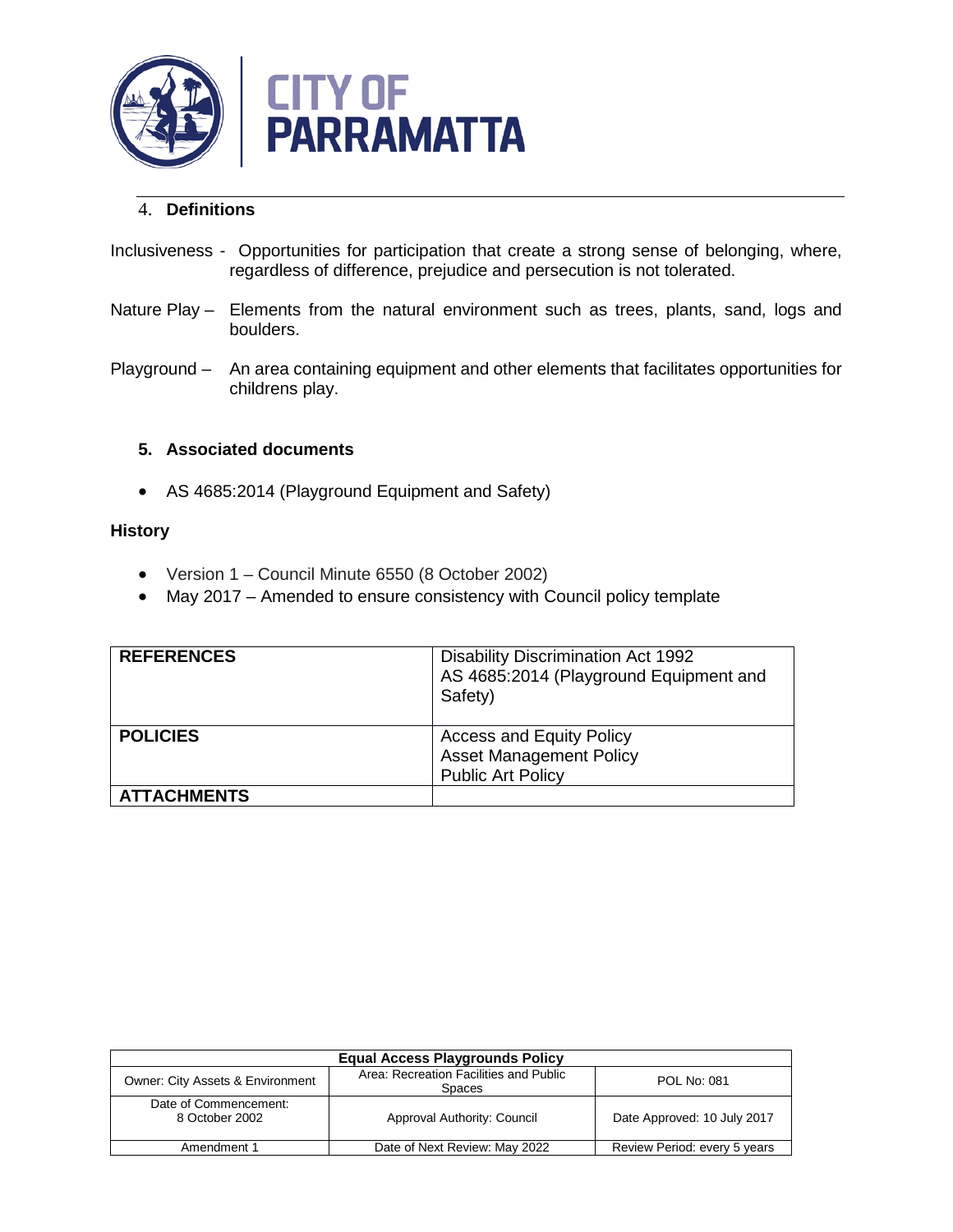## 4. Definitions

Inclusiveness - Opportunities for participation that create a strong sense of belonging, where, regardless of difference, prejudice and persecution is not tolerated.

Nature Play – Elements from the natural environment such as trees, plants, sand, logs and boulders.

Playground – An area containing equipment and other elements that facilitates opportunities for childrens play.

## 5. Associated documents

- AS 4685:2014 (Playground Equipment and Safety)

### History

- Version 1 – Council Minute 6550 (8 October 2002)
- May 2017 – Amended to ensure consistency with Council policy template

| | |
|---|---|
| **REFERENCES** | Disability Discrimination Act 1992<br>AS 4685:2014 (Playground Equipment and Safety) |
| **POLICIES** | Access and Equity Policy<br>Asset Management Policy<br>Public Art Policy |
| **ATTACHMENTS** | |

| Equal Access Playgrounds Policy | | |
|---|---|---|
| Owner: City Assets & Environment | Area: Recreation Facilities and Public Spaces | POL No: 081 |
| Date of Commencement: 8 October 2002 | Approval Authority: Council | Date Approved: 10 July 2017 |
| Amendment 1 | Date of Next Review: May 2022 | Review Period: every 5 years |